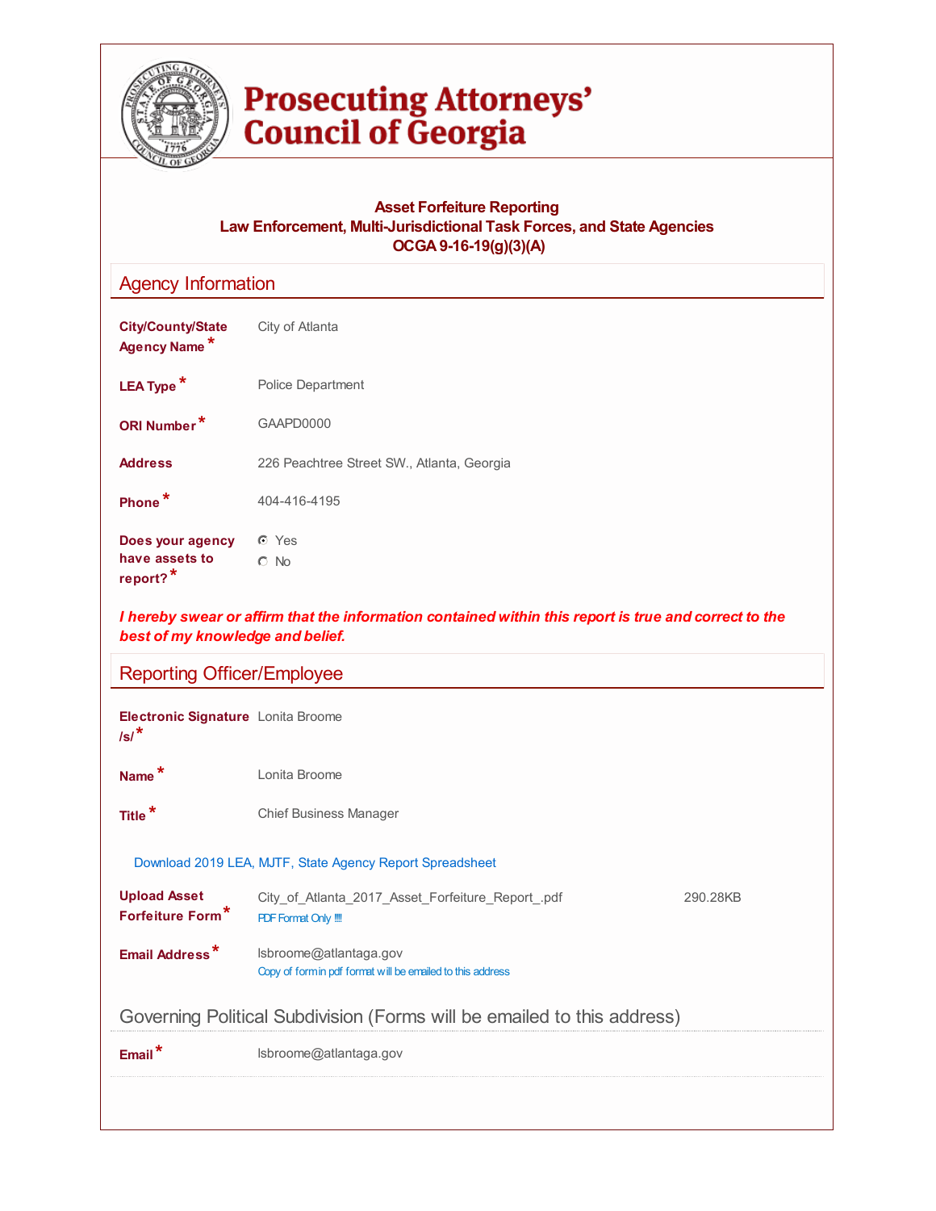# Prosecuting Attorneys' Council of Georgia

**Asset Forfeiture Reporting**
**Law Enforcement, Multi-Jurisdictional Task Forces, and State Agencies**
**OCGA 9-16-19(g)(3)(A)**

## Agency Information

**City/County/State Agency Name** * City of Atlanta

**LEA Type** * Police Department

**ORI Number** * GAAPD0000

**Address** 226 Peachtree Street SW., Atlanta, Georgia

**Phone** * 404-416-4195

**Does your agency have assets to report?** *
- (•) Yes
- ( ) No

***I hereby swear or affirm that the information contained within this report is true and correct to the best of my knowledge and belief.***

## Reporting Officer/Employee

**Electronic Signature /s/** * Lonita Broome

**Name** * Lonita Broome

**Title** * Chief Business Manager

Download 2019 LEA, MJTF, State Agency Report Spreadsheet

**Upload Asset Forfeiture Form** * City_of_Atlanta_2017_Asset_Forfeiture_Report_.pdf 290.28KB
PDF Format Only !!!!

**Email Address** * lsbroome@atlantaga.gov
Copy of form in pdf format will be emailed to this address

## Governing Political Subdivision (Forms will be emailed to this address)

**Email** * lsbroome@atlantaga.gov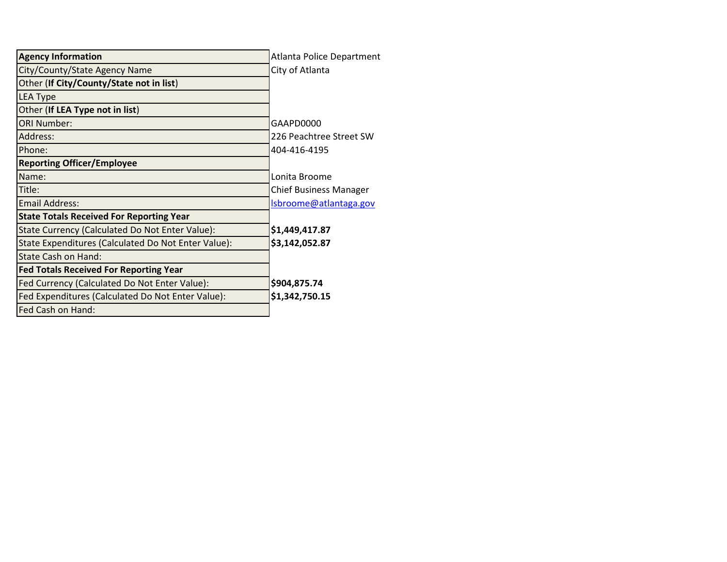| Agency Information | Atlanta Police Department |
|---|---|
| City/County/State Agency Name | City of Atlanta |
| Other (**If City/County/State not in list**) | |
| LEA Type | |
| Other (**If LEA Type not in list**) | |
| ORI Number: | GAAPD0000 |
| Address: | 226 Peachtree Street SW |
| Phone: | 404-416-4195 |
| **Reporting Officer/Employee** | |
| Name: | Lonita Broome |
| Title: | Chief Business Manager |
| Email Address: | lsbroome@atlantaga.gov |
| **State Totals Received For Reporting Year** | |
| State Currency (Calculated Do Not Enter Value): | **$1,449,417.87** |
| State Expenditures (Calculated Do Not Enter Value): | **$3,142,052.87** |
| State Cash on Hand: | |
| **Fed Totals Received For Reporting Year** | |
| Fed Currency (Calculated Do Not Enter Value): | **$904,875.74** |
| Fed Expenditures (Calculated Do Not Enter Value): | **$1,342,750.15** |
| Fed Cash on Hand: | |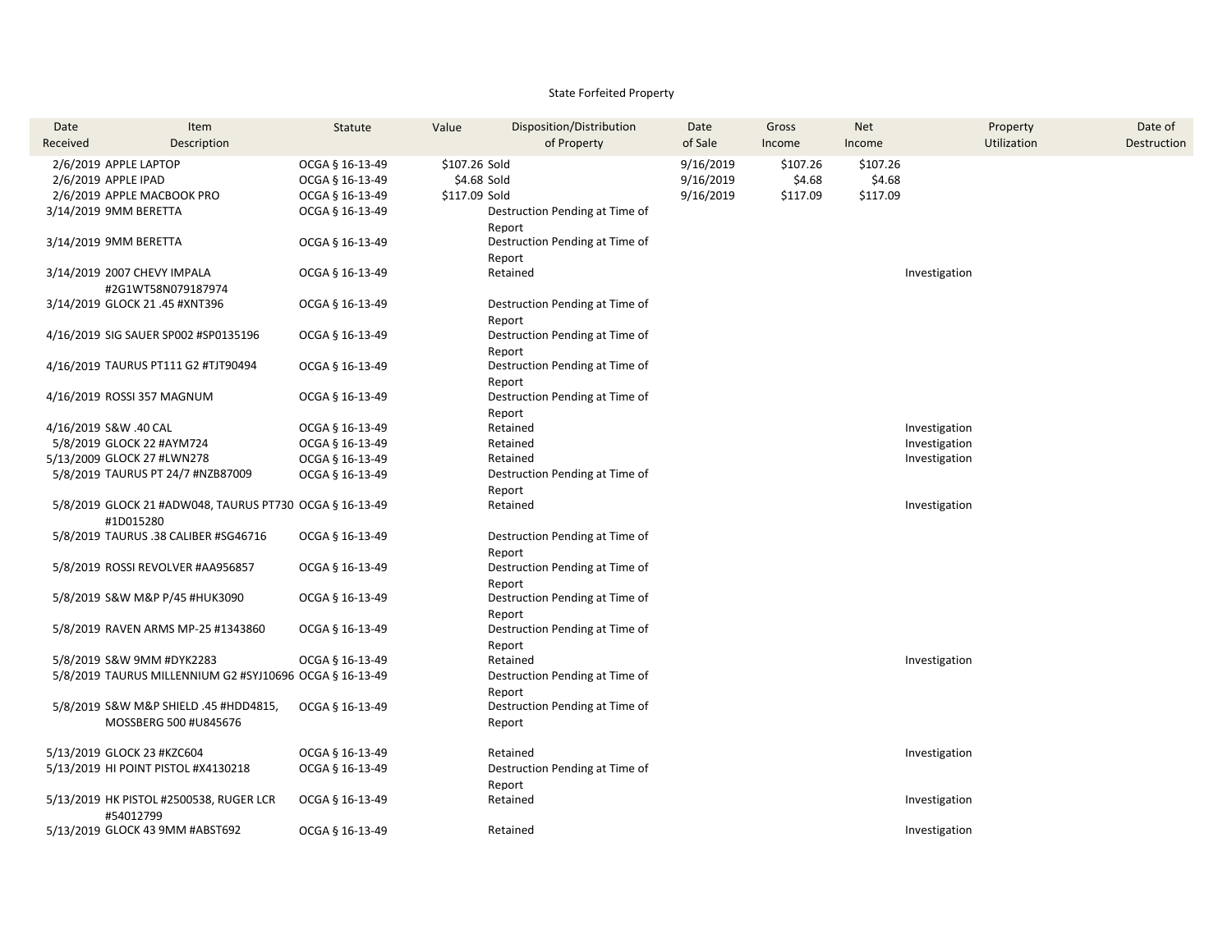State Forfeited Property

| Date Received | Item Description | Statute | Value | Disposition/Distribution of Property | Date of Sale | Gross Income | Net Income | Property Utilization | Date of Destruction |
|---|---|---|---|---|---|---|---|---|---|
| 2/6/2019 | APPLE LAPTOP | OCGA § 16-13-49 | $107.26 | Sold | 9/16/2019 | $107.26 | $107.26 | | |
| 2/6/2019 | APPLE IPAD | OCGA § 16-13-49 | $4.68 | Sold | 9/16/2019 | $4.68 | $4.68 | | |
| 2/6/2019 | APPLE MACBOOK PRO | OCGA § 16-13-49 | $117.09 | Sold | 9/16/2019 | $117.09 | $117.09 | | |
| 3/14/2019 | 9MM BERETTA | OCGA § 16-13-49 | | Destruction Pending at Time of Report | | | | | |
| 3/14/2019 | 9MM BERETTA | OCGA § 16-13-49 | | Destruction Pending at Time of Report | | | | | |
| 3/14/2019 | 2007 CHEVY IMPALA #2G1WT58N079187974 | OCGA § 16-13-49 | | Retained | | | | Investigation | |
| 3/14/2019 | GLOCK 21 .45 #XNT396 | OCGA § 16-13-49 | | Destruction Pending at Time of Report | | | | | |
| 4/16/2019 | SIG SAUER SP002 #SP0135196 | OCGA § 16-13-49 | | Destruction Pending at Time of Report | | | | | |
| 4/16/2019 | TAURUS PT111 G2 #TJT90494 | OCGA § 16-13-49 | | Destruction Pending at Time of Report | | | | | |
| 4/16/2019 | ROSSI 357 MAGNUM | OCGA § 16-13-49 | | Destruction Pending at Time of Report | | | | | |
| 4/16/2019 | S&W .40 CAL | OCGA § 16-13-49 | | Retained | | | | Investigation | |
| 5/8/2019 | GLOCK 22 #AYM724 | OCGA § 16-13-49 | | Retained | | | | Investigation | |
| 5/13/2009 | GLOCK 27 #LWN278 | OCGA § 16-13-49 | | Retained | | | | Investigation | |
| 5/8/2019 | TAURUS PT 24/7 #NZB87009 | OCGA § 16-13-49 | | Destruction Pending at Time of Report | | | | | |
| 5/8/2019 | GLOCK 21 #ADW048, TAURUS PT730 #1D015280 | OCGA § 16-13-49 | | Retained | | | | Investigation | |
| 5/8/2019 | TAURUS .38 CALIBER #SG46716 | OCGA § 16-13-49 | | Destruction Pending at Time of Report | | | | | |
| 5/8/2019 | ROSSI REVOLVER #AA956857 | OCGA § 16-13-49 | | Destruction Pending at Time of Report | | | | | |
| 5/8/2019 | S&W M&P P/45 #HUK3090 | OCGA § 16-13-49 | | Destruction Pending at Time of Report | | | | | |
| 5/8/2019 | RAVEN ARMS MP-25 #1343860 | OCGA § 16-13-49 | | Destruction Pending at Time of Report | | | | | |
| 5/8/2019 | S&W 9MM #DYK2283 | OCGA § 16-13-49 | | Retained | | | | Investigation | |
| 5/8/2019 | TAURUS MILLENNIUM G2 #SYJ10696 | OCGA § 16-13-49 | | Destruction Pending at Time of Report | | | | | |
| 5/8/2019 | S&W M&P SHIELD .45 #HDD4815, MOSSBERG 500 #U845676 | OCGA § 16-13-49 | | Destruction Pending at Time of Report | | | | | |
| 5/13/2019 | GLOCK 23 #KZC604 | OCGA § 16-13-49 | | Retained | | | | Investigation | |
| 5/13/2019 | HI POINT PISTOL #X4130218 | OCGA § 16-13-49 | | Destruction Pending at Time of Report | | | | | |
| 5/13/2019 | HK PISTOL #2500538, RUGER LCR #54012799 | OCGA § 16-13-49 | | Retained | | | | Investigation | |
| 5/13/2019 | GLOCK 43 9MM #ABST692 | OCGA § 16-13-49 | | Retained | | | | Investigation | |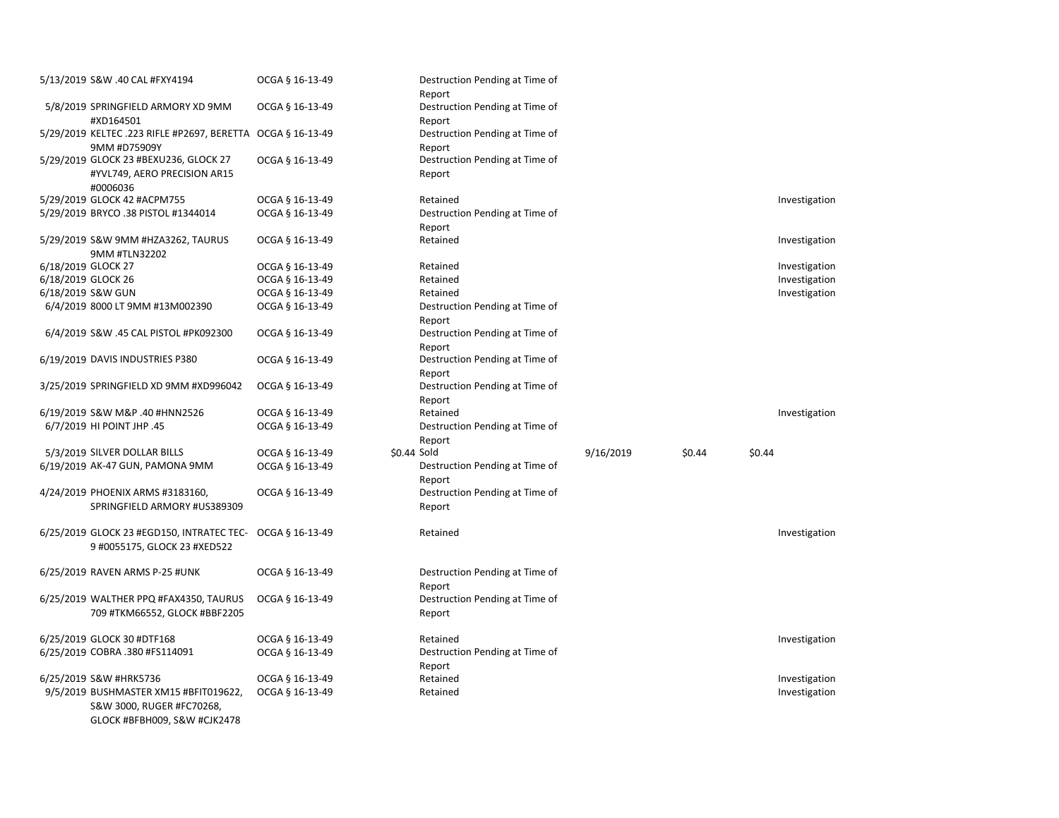| | | | | | | | | |
|---|---|---|---|---|---|---|---|---|
| 5/13/2019 | S&W .40 CAL #FXY4194 | OCGA § 16-13-49 | | Destruction Pending at Time of Report | | | | |
| 5/8/2019 | SPRINGFIELD ARMORY XD 9MM #XD164501 | OCGA § 16-13-49 | | Destruction Pending at Time of Report | | | | |
| 5/29/2019 | KELTEC .223 RIFLE #P2697, BERETTA 9MM #D75909Y | OCGA § 16-13-49 | | Destruction Pending at Time of Report | | | | |
| 5/29/2019 | GLOCK 23 #BEXU236, GLOCK 27 #YVL749, AERO PRECISION AR15 #0006036 | OCGA § 16-13-49 | | Destruction Pending at Time of Report | | | | |
| 5/29/2019 | GLOCK 42 #ACPM755 | OCGA § 16-13-49 | | Retained | | | | Investigation |
| 5/29/2019 | BRYCO .38 PISTOL #1344014 | OCGA § 16-13-49 | | Destruction Pending at Time of Report | | | | |
| 5/29/2019 | S&W 9MM #HZA3262, TAURUS 9MM #TLN32202 | OCGA § 16-13-49 | | Retained | | | | Investigation |
| 6/18/2019 | GLOCK 27 | OCGA § 16-13-49 | | Retained | | | | Investigation |
| 6/18/2019 | GLOCK 26 | OCGA § 16-13-49 | | Retained | | | | Investigation |
| 6/18/2019 | S&W GUN | OCGA § 16-13-49 | | Retained | | | | Investigation |
| 6/4/2019 | 8000 LT 9MM #13M002390 | OCGA § 16-13-49 | | Destruction Pending at Time of Report | | | | |
| 6/4/2019 | S&W .45 CAL PISTOL #PK092300 | OCGA § 16-13-49 | | Destruction Pending at Time of Report | | | | |
| 6/19/2019 | DAVIS INDUSTRIES P380 | OCGA § 16-13-49 | | Destruction Pending at Time of Report | | | | |
| 3/25/2019 | SPRINGFIELD XD 9MM #XD996042 | OCGA § 16-13-49 | | Destruction Pending at Time of Report | | | | |
| 6/19/2019 | S&W M&P .40 #HNN2526 | OCGA § 16-13-49 | | Retained | | | | Investigation |
| 6/7/2019 | HI POINT JHP .45 | OCGA § 16-13-49 | | Destruction Pending at Time of Report | | | | |
| 5/3/2019 | SILVER DOLLAR BILLS | OCGA § 16-13-49 | $0.44 | Sold | 9/16/2019 | $0.44 | $0.44 | |
| 6/19/2019 | AK-47 GUN, PAMONA 9MM | OCGA § 16-13-49 | | Destruction Pending at Time of Report | | | | |
| 4/24/2019 | PHOENIX ARMS #3183160, SPRINGFIELD ARMORY #US389309 | OCGA § 16-13-49 | | Destruction Pending at Time of Report | | | | |
| 6/25/2019 | GLOCK 23 #EGD150, INTRATEC TEC-9 #0055175, GLOCK 23 #XED522 | OCGA § 16-13-49 | | Retained | | | | Investigation |
| 6/25/2019 | RAVEN ARMS P-25 #UNK | OCGA § 16-13-49 | | Destruction Pending at Time of Report | | | | |
| 6/25/2019 | WALTHER PPQ #FAX4350, TAURUS 709 #TKM66552, GLOCK #BBF2205 | OCGA § 16-13-49 | | Destruction Pending at Time of Report | | | | |
| 6/25/2019 | GLOCK 30 #DTF168 | OCGA § 16-13-49 | | Retained | | | | Investigation |
| 6/25/2019 | COBRA .380 #FS114091 | OCGA § 16-13-49 | | Destruction Pending at Time of Report | | | | |
| 6/25/2019 | S&W #HRK5736 | OCGA § 16-13-49 | | Retained | | | | Investigation |
| 9/5/2019 | BUSHMASTER XM15 #BFIT019622, S&W 3000, RUGER #FC70268, GLOCK #BFBH009, S&W #CJK2478 | OCGA § 16-13-49 | | Retained | | | | Investigation |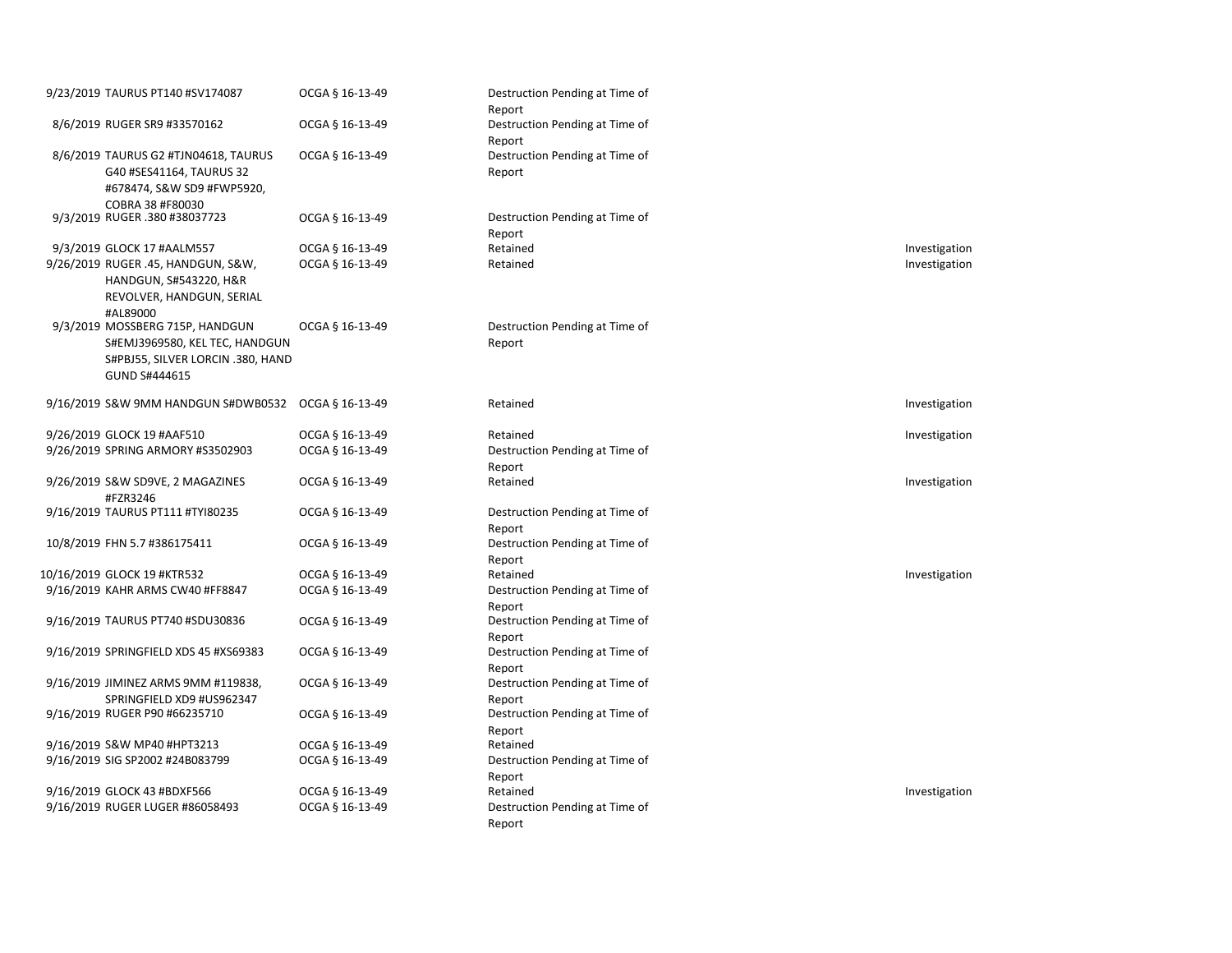| | | | | |
|---|---|---|---|---|
| 9/23/2019 | TAURUS PT140 #SV174087 | OCGA § 16-13-49 | Destruction Pending at Time of Report | |
| 8/6/2019 | RUGER SR9 #33570162 | OCGA § 16-13-49 | Destruction Pending at Time of Report | |
| 8/6/2019 | TAURUS G2 #TJN04618, TAURUS G40 #SES41164, TAURUS 32 #678474, S&W SD9 #FWP5920, COBRA 38 #F80030 | OCGA § 16-13-49 | Destruction Pending at Time of Report | |
| 9/3/2019 | RUGER .380 #38037723 | OCGA § 16-13-49 | Destruction Pending at Time of Report | |
| 9/3/2019 | GLOCK 17 #AALM557 | OCGA § 16-13-49 | Retained | Investigation |
| 9/26/2019 | RUGER .45, HANDGUN, S&W, HANDGUN, S#543220, H&R REVOLVER, HANDGUN, SERIAL #AL89000 | OCGA § 16-13-49 | Retained | Investigation |
| 9/3/2019 | MOSSBERG 715P, HANDGUN S#EMJ3969580, KEL TEC, HANDGUN S#PBJ55, SILVER LORCIN .380, HAND GUND S#444615 | OCGA § 16-13-49 | Destruction Pending at Time of Report | |
| 9/16/2019 | S&W 9MM HANDGUN S#DWB0532 | OCGA § 16-13-49 | Retained | Investigation |
| 9/26/2019 | GLOCK 19 #AAF510 | OCGA § 16-13-49 | Retained | Investigation |
| 9/26/2019 | SPRING ARMORY #S3502903 | OCGA § 16-13-49 | Destruction Pending at Time of Report | |
| 9/26/2019 | S&W SD9VE, 2 MAGAZINES #FZR3246 | OCGA § 16-13-49 | Retained | Investigation |
| 9/16/2019 | TAURUS PT111 #TYI80235 | OCGA § 16-13-49 | Destruction Pending at Time of Report | |
| 10/8/2019 | FHN 5.7 #386175411 | OCGA § 16-13-49 | Destruction Pending at Time of Report | |
| 10/16/2019 | GLOCK 19 #KTR532 | OCGA § 16-13-49 | Retained | Investigation |
| 9/16/2019 | KAHR ARMS CW40 #FF8847 | OCGA § 16-13-49 | Destruction Pending at Time of Report | |
| 9/16/2019 | TAURUS PT740 #SDU30836 | OCGA § 16-13-49 | Destruction Pending at Time of Report | |
| 9/16/2019 | SPRINGFIELD XDS 45 #XS69383 | OCGA § 16-13-49 | Destruction Pending at Time of Report | |
| 9/16/2019 | JIMINEZ ARMS 9MM #119838, SPRINGFIELD XD9 #US962347 | OCGA § 16-13-49 | Destruction Pending at Time of Report | |
| 9/16/2019 | RUGER P90 #66235710 | OCGA § 16-13-49 | Destruction Pending at Time of Report | |
| 9/16/2019 | S&W MP40 #HPT3213 | OCGA § 16-13-49 | Retained | |
| 9/16/2019 | SIG SP2002 #24B083799 | OCGA § 16-13-49 | Destruction Pending at Time of Report | |
| 9/16/2019 | GLOCK 43 #BDXF566 | OCGA § 16-13-49 | Retained | Investigation |
| 9/16/2019 | RUGER LUGER #86058493 | OCGA § 16-13-49 | Destruction Pending at Time of Report | |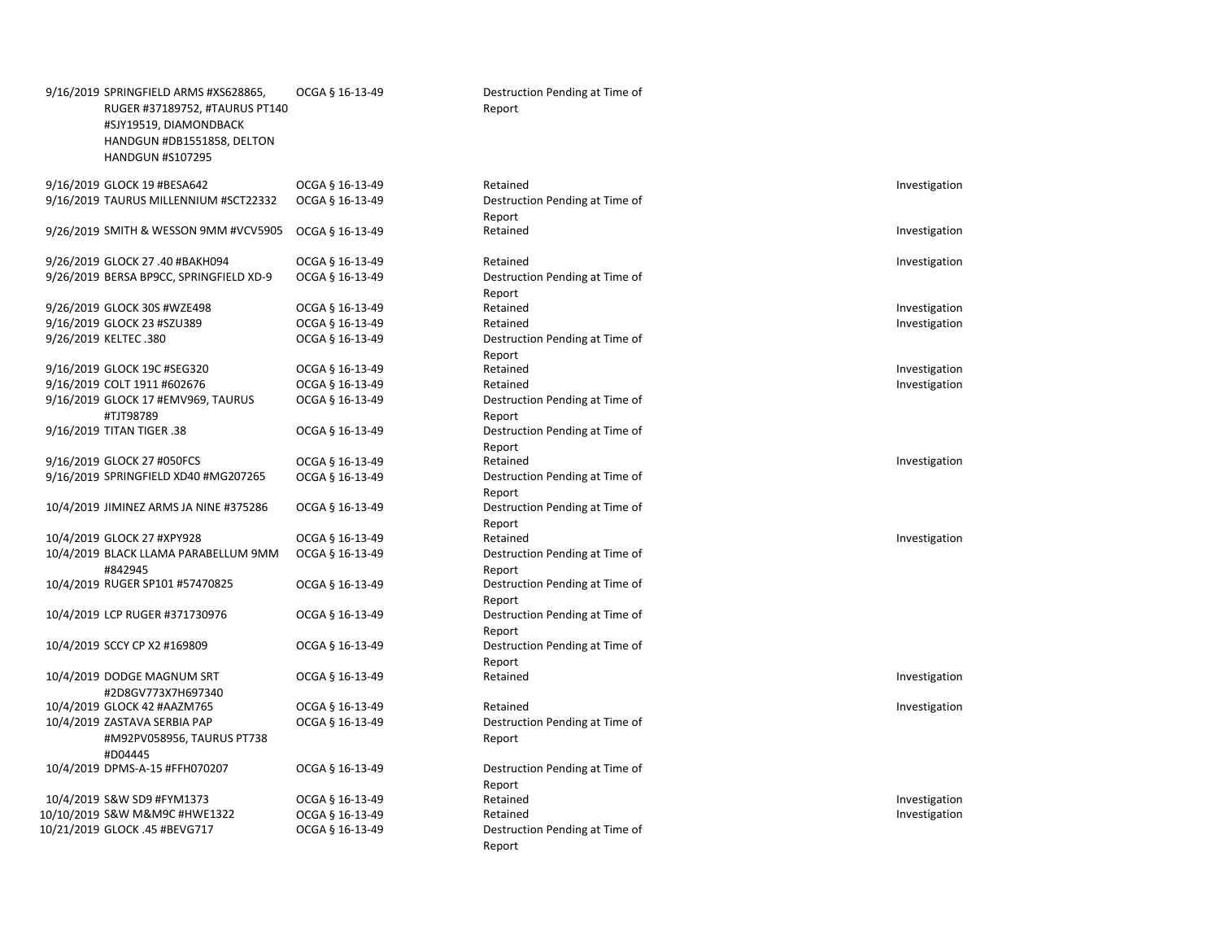| | | | | |
|---|---|---|---|---|
| 9/16/2019 | SPRINGFIELD ARMS #XS628865, RUGER #37189752, #TAURUS PT140 #SJY19519, DIAMONDBACK HANDGUN #DB1551858, DELTON HANDGUN #S107295 | OCGA § 16-13-49 | Destruction Pending at Time of Report | |
| 9/16/2019 | GLOCK 19 #BESA642 | OCGA § 16-13-49 | Retained | Investigation |
| 9/16/2019 | TAURUS MILLENNIUM #SCT22332 | OCGA § 16-13-49 | Destruction Pending at Time of Report | |
| 9/26/2019 | SMITH & WESSON 9MM #VCV5905 | OCGA § 16-13-49 | Retained | Investigation |
| 9/26/2019 | GLOCK 27 .40 #BAKH094 | OCGA § 16-13-49 | Retained | Investigation |
| 9/26/2019 | BERSA BP9CC, SPRINGFIELD XD-9 | OCGA § 16-13-49 | Destruction Pending at Time of Report | |
| 9/26/2019 | GLOCK 30S #WZE498 | OCGA § 16-13-49 | Retained | Investigation |
| 9/16/2019 | GLOCK 23 #SZU389 | OCGA § 16-13-49 | Retained | Investigation |
| 9/26/2019 | KELTEC .380 | OCGA § 16-13-49 | Destruction Pending at Time of Report | |
| 9/16/2019 | GLOCK 19C #SEG320 | OCGA § 16-13-49 | Retained | Investigation |
| 9/16/2019 | COLT 1911 #602676 | OCGA § 16-13-49 | Retained | Investigation |
| 9/16/2019 | GLOCK 17 #EMV969, TAURUS #TJT98789 | OCGA § 16-13-49 | Destruction Pending at Time of Report | |
| 9/16/2019 | TITAN TIGER .38 | OCGA § 16-13-49 | Destruction Pending at Time of Report | |
| 9/16/2019 | GLOCK 27 #050FCS | OCGA § 16-13-49 | Retained | Investigation |
| 9/16/2019 | SPRINGFIELD XD40 #MG207265 | OCGA § 16-13-49 | Destruction Pending at Time of Report | |
| 10/4/2019 | JIMINEZ ARMS JA NINE #375286 | OCGA § 16-13-49 | Destruction Pending at Time of Report | |
| 10/4/2019 | GLOCK 27 #XPY928 | OCGA § 16-13-49 | Retained | Investigation |
| 10/4/2019 | BLACK LLAMA PARABELLUM 9MM #842945 | OCGA § 16-13-49 | Destruction Pending at Time of Report | |
| 10/4/2019 | RUGER SP101 #57470825 | OCGA § 16-13-49 | Destruction Pending at Time of Report | |
| 10/4/2019 | LCP RUGER #371730976 | OCGA § 16-13-49 | Destruction Pending at Time of Report | |
| 10/4/2019 | SCCY CP X2 #169809 | OCGA § 16-13-49 | Destruction Pending at Time of Report | |
| 10/4/2019 | DODGE MAGNUM SRT #2D8GV773X7H697340 | OCGA § 16-13-49 | Retained | Investigation |
| 10/4/2019 | GLOCK 42 #AAZM765 | OCGA § 16-13-49 | Retained | Investigation |
| 10/4/2019 | ZASTAVA SERBIA PAP #M92PV058956, TAURUS PT738 #D04445 | OCGA § 16-13-49 | Destruction Pending at Time of Report | |
| 10/4/2019 | DPMS-A-15 #FFH070207 | OCGA § 16-13-49 | Destruction Pending at Time of Report | |
| 10/4/2019 | S&W SD9 #FYM1373 | OCGA § 16-13-49 | Retained | Investigation |
| 10/10/2019 | S&W M&M9C #HWE1322 | OCGA § 16-13-49 | Retained | Investigation |
| 10/21/2019 | GLOCK .45 #BEVG717 | OCGA § 16-13-49 | Destruction Pending at Time of Report | |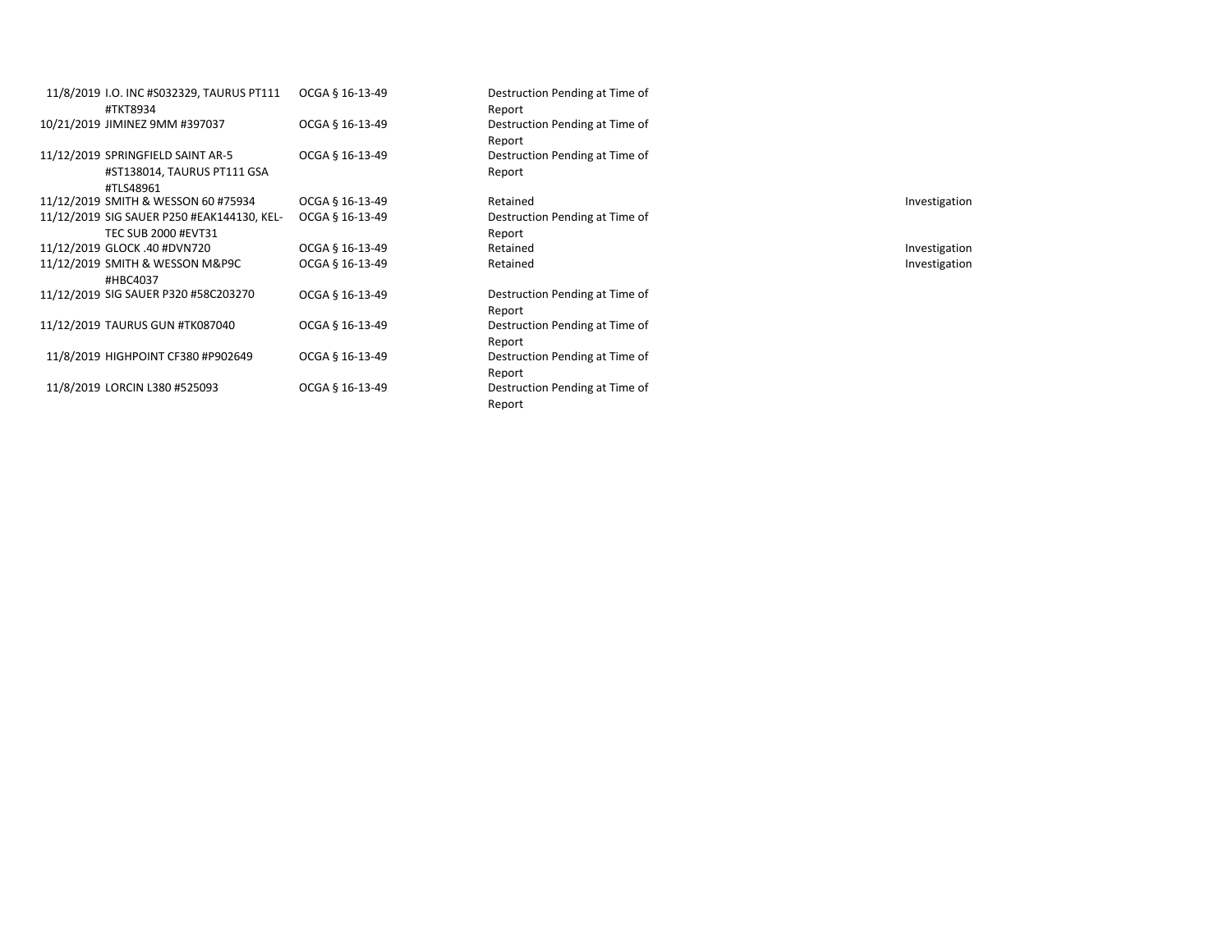| | | | | |
|---|---|---|---|---|
| 11/8/2019 | I.O. INC #S032329, TAURUS PT111 #TKT8934 | OCGA § 16-13-49 | Destruction Pending at Time of Report | |
| 10/21/2019 | JIMINEZ 9MM #397037 | OCGA § 16-13-49 | Destruction Pending at Time of Report | |
| 11/12/2019 | SPRINGFIELD SAINT AR-5 #ST138014, TAURUS PT111 GSA #TLS48961 | OCGA § 16-13-49 | Destruction Pending at Time of Report | |
| 11/12/2019 | SMITH & WESSON 60 #75934 | OCGA § 16-13-49 | Retained | Investigation |
| 11/12/2019 | SIG SAUER P250 #EAK144130, KEL-TEC SUB 2000 #EVT31 | OCGA § 16-13-49 | Destruction Pending at Time of Report | |
| 11/12/2019 | GLOCK .40 #DVN720 | OCGA § 16-13-49 | Retained | Investigation |
| 11/12/2019 | SMITH & WESSON M&P9C #HBC4037 | OCGA § 16-13-49 | Retained | Investigation |
| 11/12/2019 | SIG SAUER P320 #58C203270 | OCGA § 16-13-49 | Destruction Pending at Time of Report | |
| 11/12/2019 | TAURUS GUN #TK087040 | OCGA § 16-13-49 | Destruction Pending at Time of Report | |
| 11/8/2019 | HIGHPOINT CF380 #P902649 | OCGA § 16-13-49 | Destruction Pending at Time of Report | |
| 11/8/2019 | LORCIN L380 #525093 | OCGA § 16-13-49 | Destruction Pending at Time of Report | |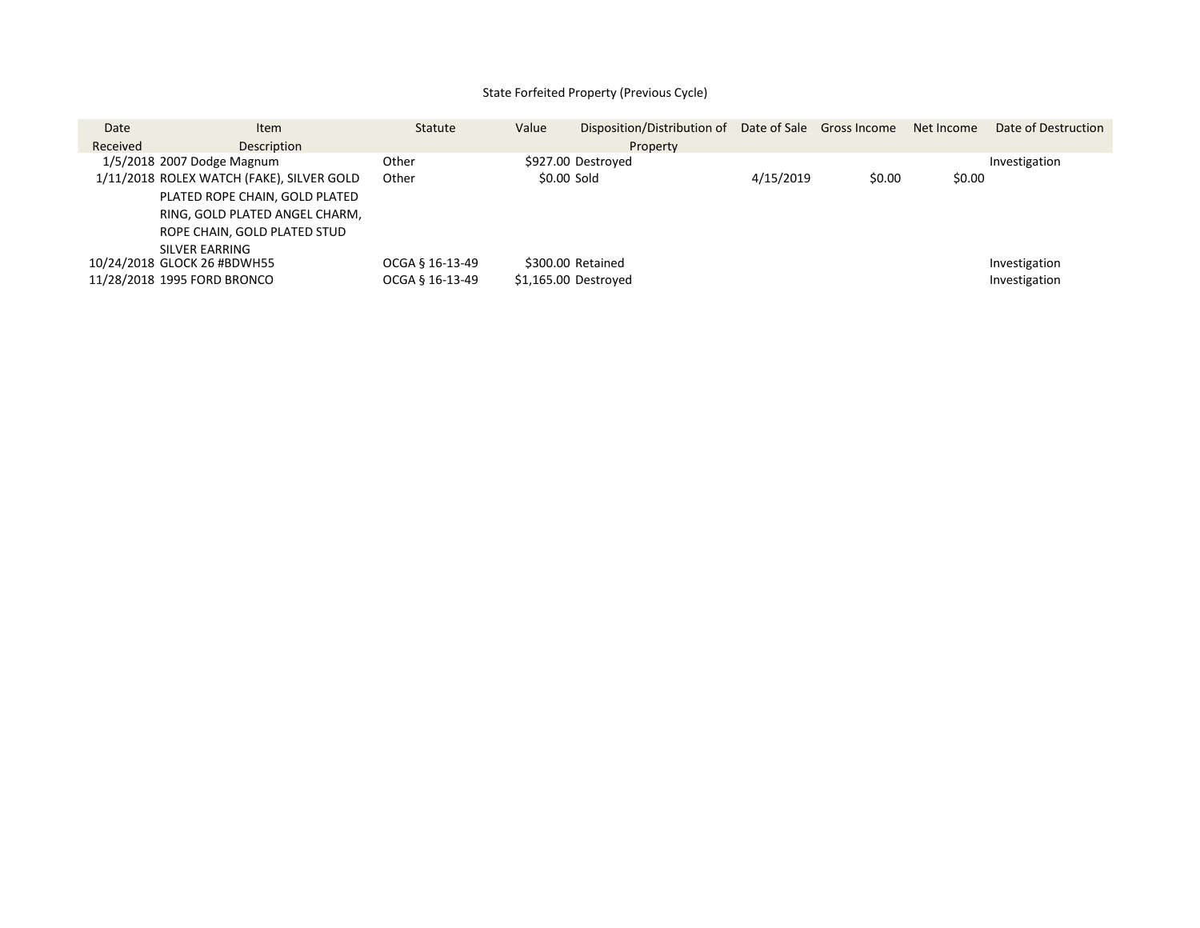State Forfeited Property (Previous Cycle)

| Date Received | Item Description | Statute | Value | Disposition/Distribution of Property | Date of Sale | Gross Income | Net Income | Date of Destruction |
|---|---|---|---|---|---|---|---|---|
| 1/5/2018 | 2007 Dodge Magnum | Other | $927.00 | Destroyed | | | | Investigation |
| 1/11/2018 | ROLEX WATCH (FAKE), SILVER GOLD PLATED ROPE CHAIN, GOLD PLATED RING, GOLD PLATED ANGEL CHARM, ROPE CHAIN, GOLD PLATED STUD SILVER EARRING | Other | $0.00 | Sold | 4/15/2019 | $0.00 | $0.00 | |
| 10/24/2018 | GLOCK 26 #BDWH55 | OCGA § 16-13-49 | $300.00 | Retained | | | | Investigation |
| 11/28/2018 | 1995 FORD BRONCO | OCGA § 16-13-49 | $1,165.00 | Destroyed | | | | Investigation |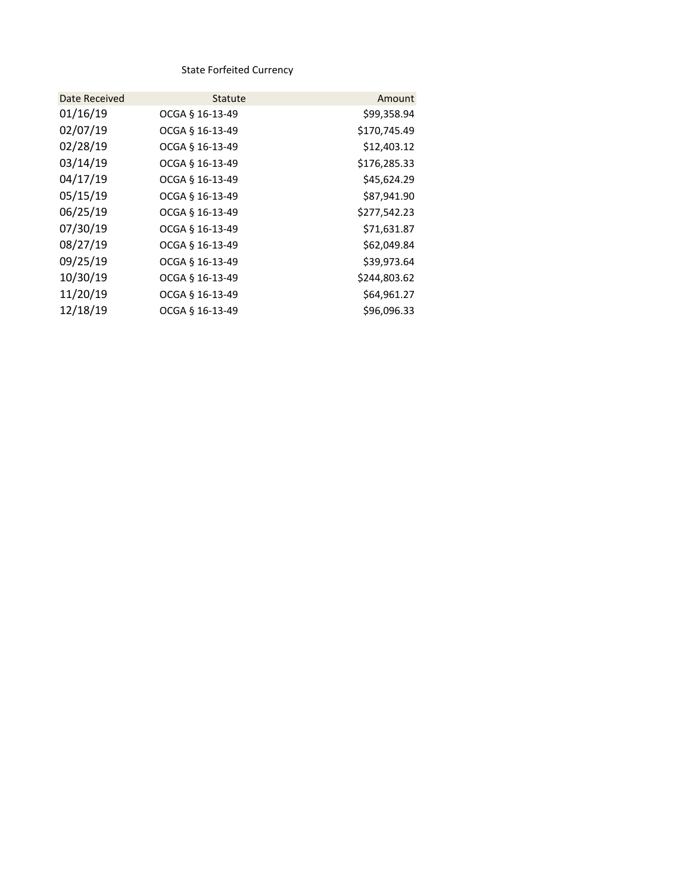State Forfeited Currency

| Date Received | Statute | Amount |
|---|---|---|
| 01/16/19 | OCGA § 16-13-49 | $99,358.94 |
| 02/07/19 | OCGA § 16-13-49 | $170,745.49 |
| 02/28/19 | OCGA § 16-13-49 | $12,403.12 |
| 03/14/19 | OCGA § 16-13-49 | $176,285.33 |
| 04/17/19 | OCGA § 16-13-49 | $45,624.29 |
| 05/15/19 | OCGA § 16-13-49 | $87,941.90 |
| 06/25/19 | OCGA § 16-13-49 | $277,542.23 |
| 07/30/19 | OCGA § 16-13-49 | $71,631.87 |
| 08/27/19 | OCGA § 16-13-49 | $62,049.84 |
| 09/25/19 | OCGA § 16-13-49 | $39,973.64 |
| 10/30/19 | OCGA § 16-13-49 | $244,803.62 |
| 11/20/19 | OCGA § 16-13-49 | $64,961.27 |
| 12/18/19 | OCGA § 16-13-49 | $96,096.33 |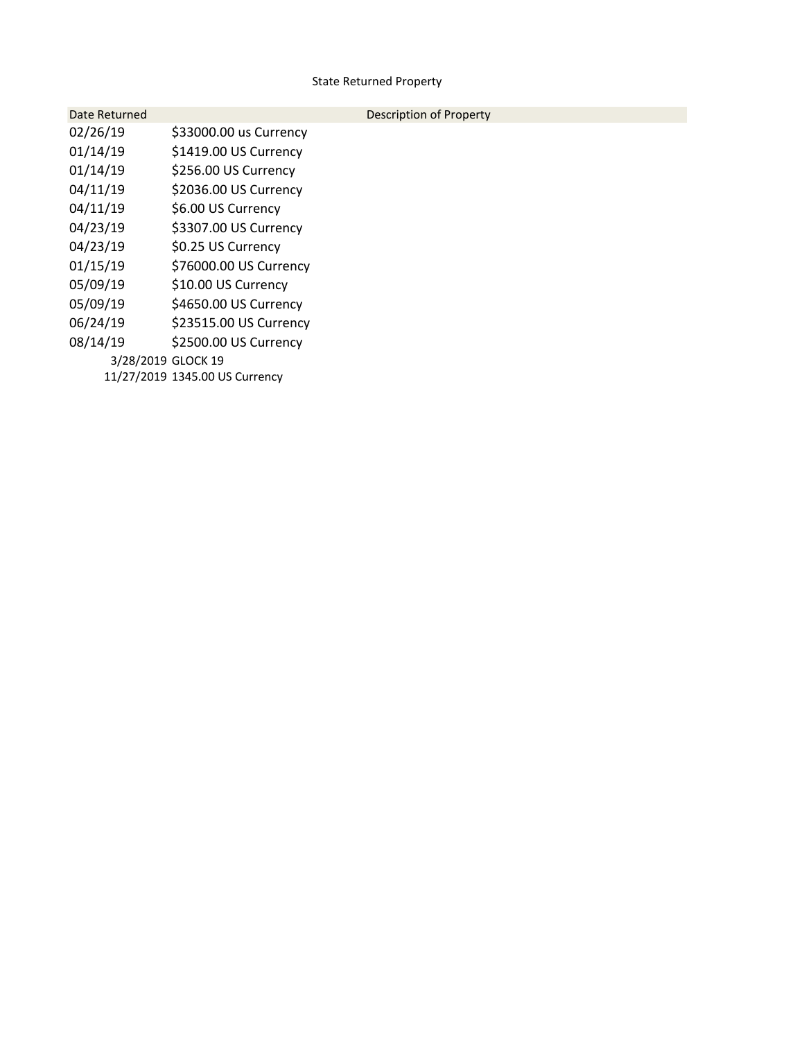State Returned Property

| Date Returned | Description of Property |
| --- | --- |
| 02/26/19 | $33000.00 us Currency |
| 01/14/19 | $1419.00 US Currency |
| 01/14/19 | $256.00 US Currency |
| 04/11/19 | $2036.00 US Currency |
| 04/11/19 | $6.00 US Currency |
| 04/23/19 | $3307.00 US Currency |
| 04/23/19 | $0.25 US Currency |
| 01/15/19 | $76000.00 US Currency |
| 05/09/19 | $10.00 US Currency |
| 05/09/19 | $4650.00 US Currency |
| 06/24/19 | $23515.00 US Currency |
| 08/14/19 | $2500.00 US Currency |
| 3/28/2019 | GLOCK 19 |
| 11/27/2019 | 1345.00 US Currency |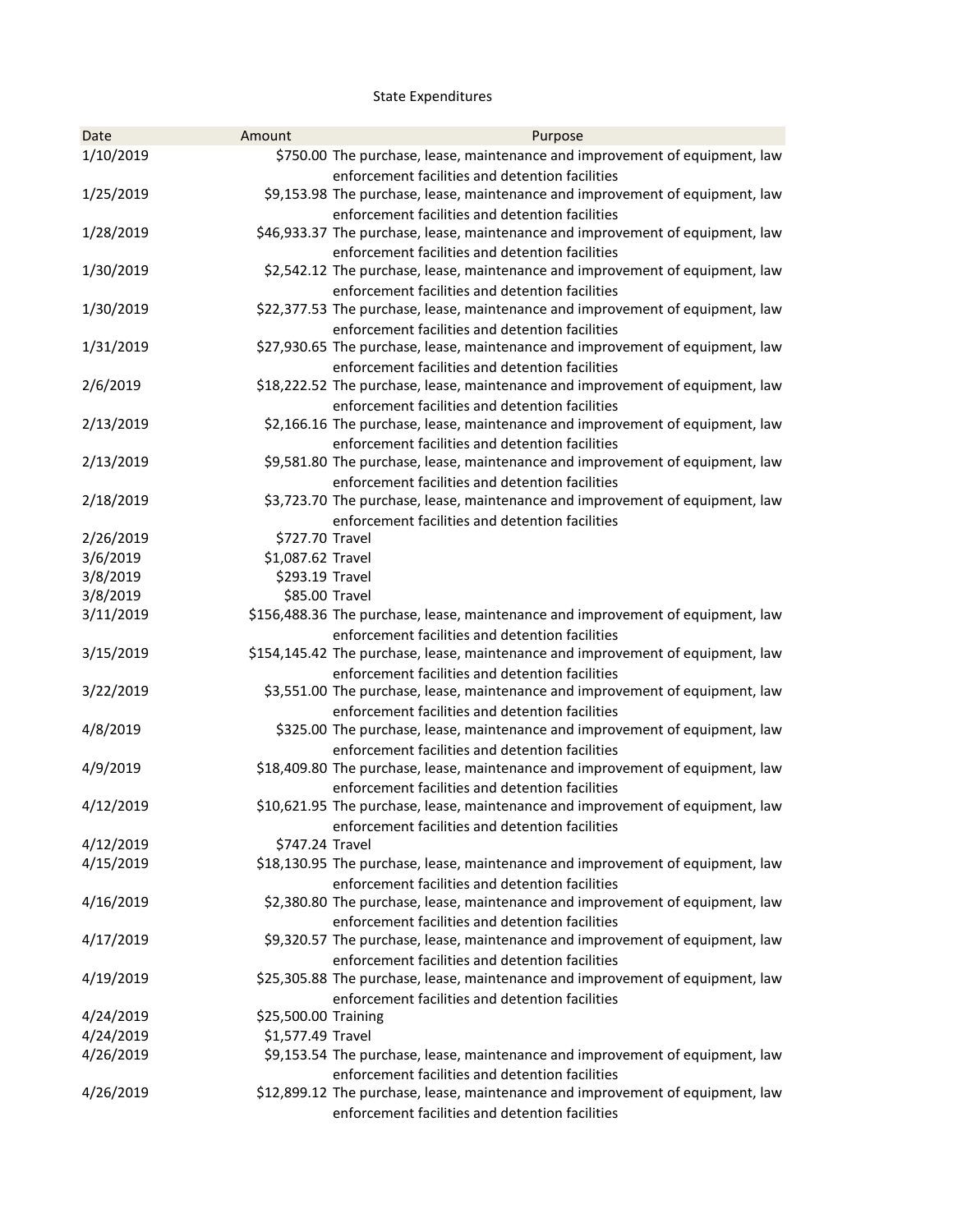State Expenditures

| Date | Amount | Purpose |
|---|---|---|
| 1/10/2019 | $750.00 | The purchase, lease, maintenance and improvement of equipment, law enforcement facilities and detention facilities |
| 1/25/2019 | $9,153.98 | The purchase, lease, maintenance and improvement of equipment, law enforcement facilities and detention facilities |
| 1/28/2019 | $46,933.37 | The purchase, lease, maintenance and improvement of equipment, law enforcement facilities and detention facilities |
| 1/30/2019 | $2,542.12 | The purchase, lease, maintenance and improvement of equipment, law enforcement facilities and detention facilities |
| 1/30/2019 | $22,377.53 | The purchase, lease, maintenance and improvement of equipment, law enforcement facilities and detention facilities |
| 1/31/2019 | $27,930.65 | The purchase, lease, maintenance and improvement of equipment, law enforcement facilities and detention facilities |
| 2/6/2019 | $18,222.52 | The purchase, lease, maintenance and improvement of equipment, law enforcement facilities and detention facilities |
| 2/13/2019 | $2,166.16 | The purchase, lease, maintenance and improvement of equipment, law enforcement facilities and detention facilities |
| 2/13/2019 | $9,581.80 | The purchase, lease, maintenance and improvement of equipment, law enforcement facilities and detention facilities |
| 2/18/2019 | $3,723.70 | The purchase, lease, maintenance and improvement of equipment, law enforcement facilities and detention facilities |
| 2/26/2019 | $727.70 | Travel |
| 3/6/2019 | $1,087.62 | Travel |
| 3/8/2019 | $293.19 | Travel |
| 3/8/2019 | $85.00 | Travel |
| 3/11/2019 | $156,488.36 | The purchase, lease, maintenance and improvement of equipment, law enforcement facilities and detention facilities |
| 3/15/2019 | $154,145.42 | The purchase, lease, maintenance and improvement of equipment, law enforcement facilities and detention facilities |
| 3/22/2019 | $3,551.00 | The purchase, lease, maintenance and improvement of equipment, law enforcement facilities and detention facilities |
| 4/8/2019 | $325.00 | The purchase, lease, maintenance and improvement of equipment, law enforcement facilities and detention facilities |
| 4/9/2019 | $18,409.80 | The purchase, lease, maintenance and improvement of equipment, law enforcement facilities and detention facilities |
| 4/12/2019 | $10,621.95 | The purchase, lease, maintenance and improvement of equipment, law enforcement facilities and detention facilities |
| 4/12/2019 | $747.24 | Travel |
| 4/15/2019 | $18,130.95 | The purchase, lease, maintenance and improvement of equipment, law enforcement facilities and detention facilities |
| 4/16/2019 | $2,380.80 | The purchase, lease, maintenance and improvement of equipment, law enforcement facilities and detention facilities |
| 4/17/2019 | $9,320.57 | The purchase, lease, maintenance and improvement of equipment, law enforcement facilities and detention facilities |
| 4/19/2019 | $25,305.88 | The purchase, lease, maintenance and improvement of equipment, law enforcement facilities and detention facilities |
| 4/24/2019 | $25,500.00 | Training |
| 4/24/2019 | $1,577.49 | Travel |
| 4/26/2019 | $9,153.54 | The purchase, lease, maintenance and improvement of equipment, law enforcement facilities and detention facilities |
| 4/26/2019 | $12,899.12 | The purchase, lease, maintenance and improvement of equipment, law enforcement facilities and detention facilities |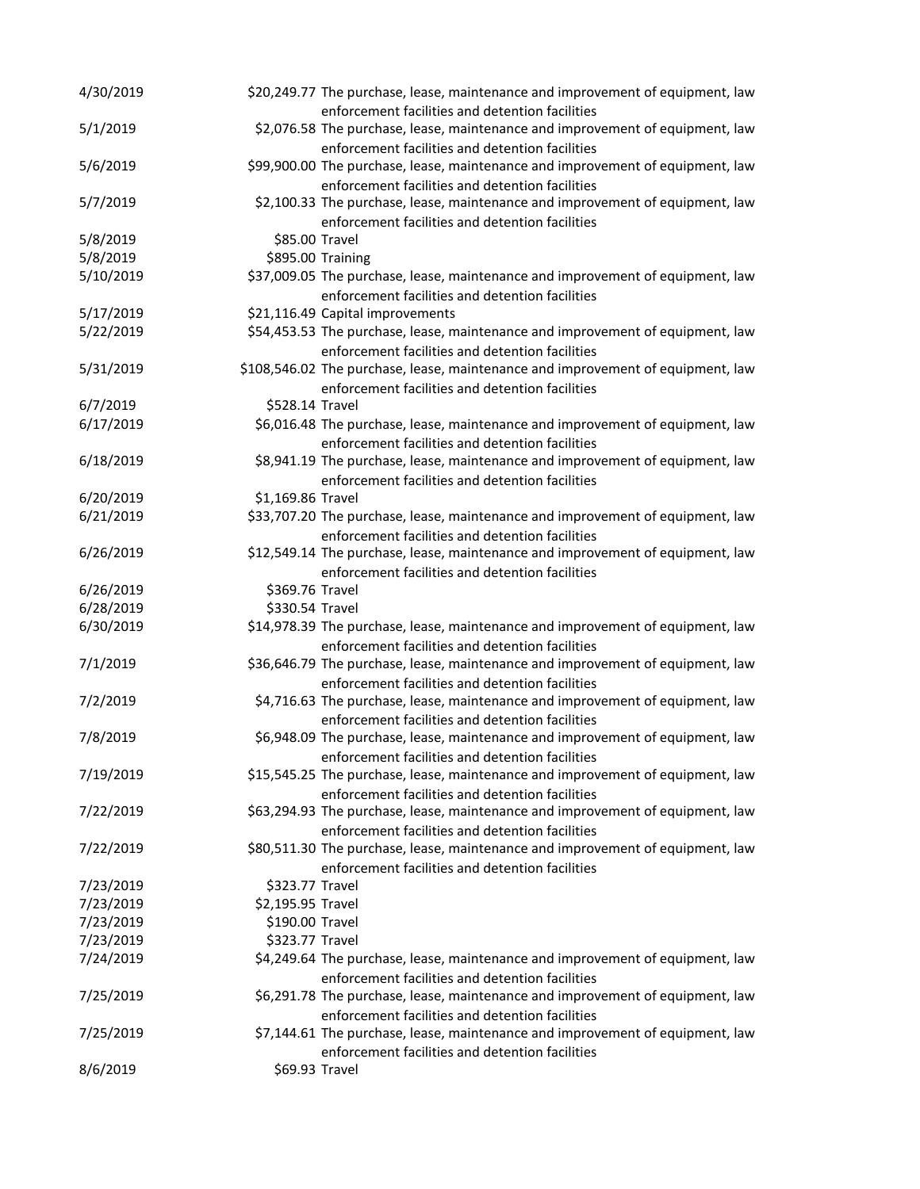| | | |
|---|---|---|
| 4/30/2019 | $20,249.77 | The purchase, lease, maintenance and improvement of equipment, law enforcement facilities and detention facilities |
| 5/1/2019 | $2,076.58 | The purchase, lease, maintenance and improvement of equipment, law enforcement facilities and detention facilities |
| 5/6/2019 | $99,900.00 | The purchase, lease, maintenance and improvement of equipment, law enforcement facilities and detention facilities |
| 5/7/2019 | $2,100.33 | The purchase, lease, maintenance and improvement of equipment, law enforcement facilities and detention facilities |
| 5/8/2019 | $85.00 | Travel |
| 5/8/2019 | $895.00 | Training |
| 5/10/2019 | $37,009.05 | The purchase, lease, maintenance and improvement of equipment, law enforcement facilities and detention facilities |
| 5/17/2019 | $21,116.49 | Capital improvements |
| 5/22/2019 | $54,453.53 | The purchase, lease, maintenance and improvement of equipment, law enforcement facilities and detention facilities |
| 5/31/2019 | $108,546.02 | The purchase, lease, maintenance and improvement of equipment, law enforcement facilities and detention facilities |
| 6/7/2019 | $528.14 | Travel |
| 6/17/2019 | $6,016.48 | The purchase, lease, maintenance and improvement of equipment, law enforcement facilities and detention facilities |
| 6/18/2019 | $8,941.19 | The purchase, lease, maintenance and improvement of equipment, law enforcement facilities and detention facilities |
| 6/20/2019 | $1,169.86 | Travel |
| 6/21/2019 | $33,707.20 | The purchase, lease, maintenance and improvement of equipment, law enforcement facilities and detention facilities |
| 6/26/2019 | $12,549.14 | The purchase, lease, maintenance and improvement of equipment, law enforcement facilities and detention facilities |
| 6/26/2019 | $369.76 | Travel |
| 6/28/2019 | $330.54 | Travel |
| 6/30/2019 | $14,978.39 | The purchase, lease, maintenance and improvement of equipment, law enforcement facilities and detention facilities |
| 7/1/2019 | $36,646.79 | The purchase, lease, maintenance and improvement of equipment, law enforcement facilities and detention facilities |
| 7/2/2019 | $4,716.63 | The purchase, lease, maintenance and improvement of equipment, law enforcement facilities and detention facilities |
| 7/8/2019 | $6,948.09 | The purchase, lease, maintenance and improvement of equipment, law enforcement facilities and detention facilities |
| 7/19/2019 | $15,545.25 | The purchase, lease, maintenance and improvement of equipment, law enforcement facilities and detention facilities |
| 7/22/2019 | $63,294.93 | The purchase, lease, maintenance and improvement of equipment, law enforcement facilities and detention facilities |
| 7/22/2019 | $80,511.30 | The purchase, lease, maintenance and improvement of equipment, law enforcement facilities and detention facilities |
| 7/23/2019 | $323.77 | Travel |
| 7/23/2019 | $2,195.95 | Travel |
| 7/23/2019 | $190.00 | Travel |
| 7/23/2019 | $323.77 | Travel |
| 7/24/2019 | $4,249.64 | The purchase, lease, maintenance and improvement of equipment, law enforcement facilities and detention facilities |
| 7/25/2019 | $6,291.78 | The purchase, lease, maintenance and improvement of equipment, law enforcement facilities and detention facilities |
| 7/25/2019 | $7,144.61 | The purchase, lease, maintenance and improvement of equipment, law enforcement facilities and detention facilities |
| 8/6/2019 | $69.93 | Travel |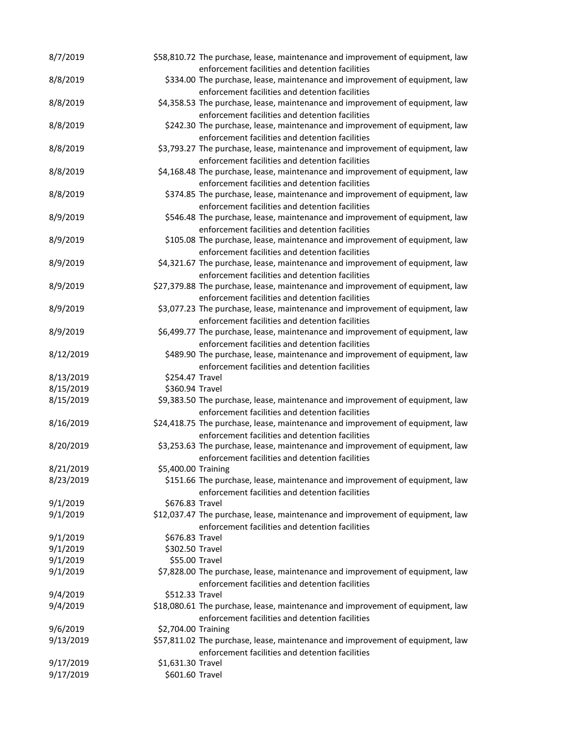| | | |
|---|---|---|
| 8/7/2019 | $58,810.72 | The purchase, lease, maintenance and improvement of equipment, law enforcement facilities and detention facilities |
| 8/8/2019 | $334.00 | The purchase, lease, maintenance and improvement of equipment, law enforcement facilities and detention facilities |
| 8/8/2019 | $4,358.53 | The purchase, lease, maintenance and improvement of equipment, law enforcement facilities and detention facilities |
| 8/8/2019 | $242.30 | The purchase, lease, maintenance and improvement of equipment, law enforcement facilities and detention facilities |
| 8/8/2019 | $3,793.27 | The purchase, lease, maintenance and improvement of equipment, law enforcement facilities and detention facilities |
| 8/8/2019 | $4,168.48 | The purchase, lease, maintenance and improvement of equipment, law enforcement facilities and detention facilities |
| 8/8/2019 | $374.85 | The purchase, lease, maintenance and improvement of equipment, law enforcement facilities and detention facilities |
| 8/9/2019 | $546.48 | The purchase, lease, maintenance and improvement of equipment, law enforcement facilities and detention facilities |
| 8/9/2019 | $105.08 | The purchase, lease, maintenance and improvement of equipment, law enforcement facilities and detention facilities |
| 8/9/2019 | $4,321.67 | The purchase, lease, maintenance and improvement of equipment, law enforcement facilities and detention facilities |
| 8/9/2019 | $27,379.88 | The purchase, lease, maintenance and improvement of equipment, law enforcement facilities and detention facilities |
| 8/9/2019 | $3,077.23 | The purchase, lease, maintenance and improvement of equipment, law enforcement facilities and detention facilities |
| 8/9/2019 | $6,499.77 | The purchase, lease, maintenance and improvement of equipment, law enforcement facilities and detention facilities |
| 8/12/2019 | $489.90 | The purchase, lease, maintenance and improvement of equipment, law enforcement facilities and detention facilities |
| 8/13/2019 | $254.47 | Travel |
| 8/15/2019 | $360.94 | Travel |
| 8/15/2019 | $9,383.50 | The purchase, lease, maintenance and improvement of equipment, law enforcement facilities and detention facilities |
| 8/16/2019 | $24,418.75 | The purchase, lease, maintenance and improvement of equipment, law enforcement facilities and detention facilities |
| 8/20/2019 | $3,253.63 | The purchase, lease, maintenance and improvement of equipment, law enforcement facilities and detention facilities |
| 8/21/2019 | $5,400.00 | Training |
| 8/23/2019 | $151.66 | The purchase, lease, maintenance and improvement of equipment, law enforcement facilities and detention facilities |
| 9/1/2019 | $676.83 | Travel |
| 9/1/2019 | $12,037.47 | The purchase, lease, maintenance and improvement of equipment, law enforcement facilities and detention facilities |
| 9/1/2019 | $676.83 | Travel |
| 9/1/2019 | $302.50 | Travel |
| 9/1/2019 | $55.00 | Travel |
| 9/1/2019 | $7,828.00 | The purchase, lease, maintenance and improvement of equipment, law enforcement facilities and detention facilities |
| 9/4/2019 | $512.33 | Travel |
| 9/4/2019 | $18,080.61 | The purchase, lease, maintenance and improvement of equipment, law enforcement facilities and detention facilities |
| 9/6/2019 | $2,704.00 | Training |
| 9/13/2019 | $57,811.02 | The purchase, lease, maintenance and improvement of equipment, law enforcement facilities and detention facilities |
| 9/17/2019 | $1,631.30 | Travel |
| 9/17/2019 | $601.60 | Travel |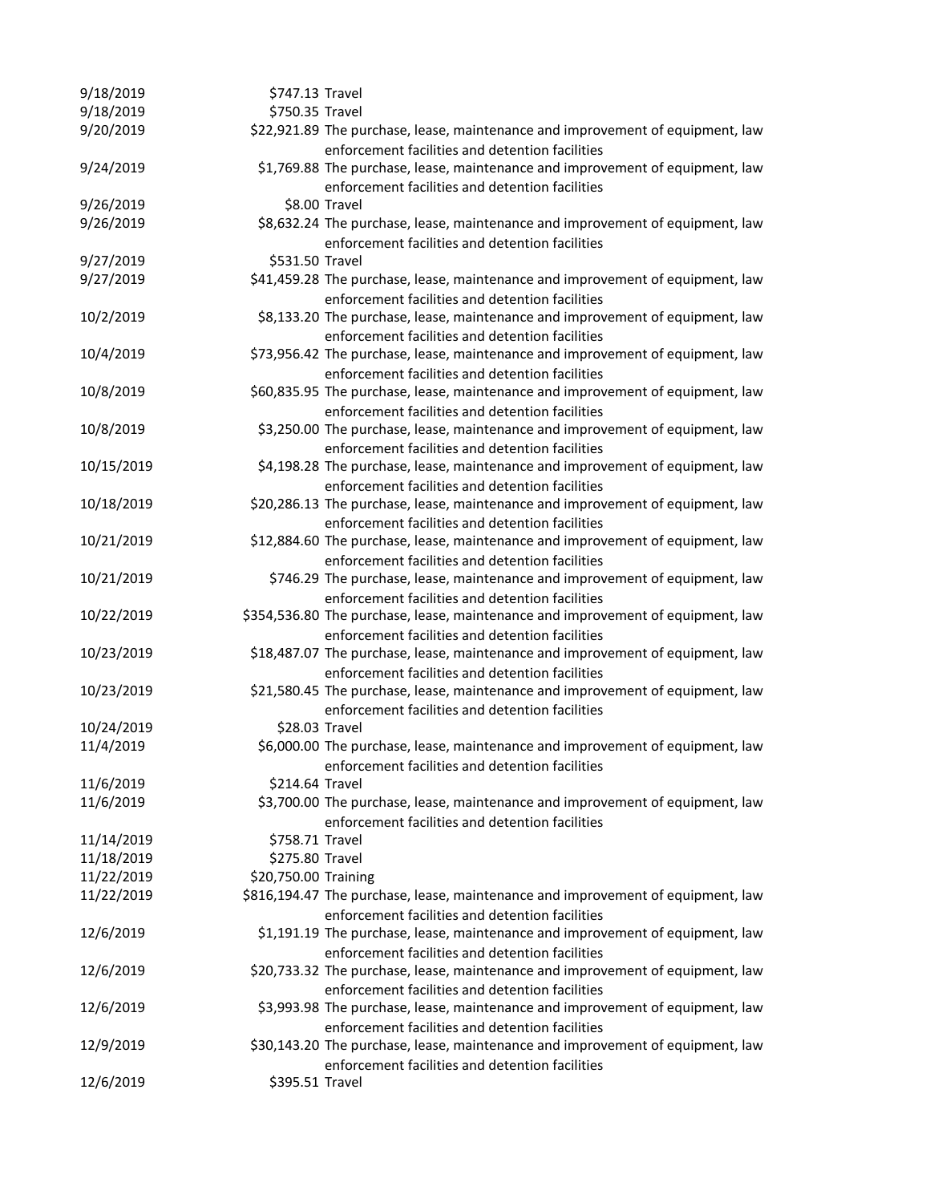| | | |
|---|---|---|
| 9/18/2019 | $747.13 | Travel |
| 9/18/2019 | $750.35 | Travel |
| 9/20/2019 | $22,921.89 | The purchase, lease, maintenance and improvement of equipment, law enforcement facilities and detention facilities |
| 9/24/2019 | $1,769.88 | The purchase, lease, maintenance and improvement of equipment, law enforcement facilities and detention facilities |
| 9/26/2019 | $8.00 | Travel |
| 9/26/2019 | $8,632.24 | The purchase, lease, maintenance and improvement of equipment, law enforcement facilities and detention facilities |
| 9/27/2019 | $531.50 | Travel |
| 9/27/2019 | $41,459.28 | The purchase, lease, maintenance and improvement of equipment, law enforcement facilities and detention facilities |
| 10/2/2019 | $8,133.20 | The purchase, lease, maintenance and improvement of equipment, law enforcement facilities and detention facilities |
| 10/4/2019 | $73,956.42 | The purchase, lease, maintenance and improvement of equipment, law enforcement facilities and detention facilities |
| 10/8/2019 | $60,835.95 | The purchase, lease, maintenance and improvement of equipment, law enforcement facilities and detention facilities |
| 10/8/2019 | $3,250.00 | The purchase, lease, maintenance and improvement of equipment, law enforcement facilities and detention facilities |
| 10/15/2019 | $4,198.28 | The purchase, lease, maintenance and improvement of equipment, law enforcement facilities and detention facilities |
| 10/18/2019 | $20,286.13 | The purchase, lease, maintenance and improvement of equipment, law enforcement facilities and detention facilities |
| 10/21/2019 | $12,884.60 | The purchase, lease, maintenance and improvement of equipment, law enforcement facilities and detention facilities |
| 10/21/2019 | $746.29 | The purchase, lease, maintenance and improvement of equipment, law enforcement facilities and detention facilities |
| 10/22/2019 | $354,536.80 | The purchase, lease, maintenance and improvement of equipment, law enforcement facilities and detention facilities |
| 10/23/2019 | $18,487.07 | The purchase, lease, maintenance and improvement of equipment, law enforcement facilities and detention facilities |
| 10/23/2019 | $21,580.45 | The purchase, lease, maintenance and improvement of equipment, law enforcement facilities and detention facilities |
| 10/24/2019 | $28.03 | Travel |
| 11/4/2019 | $6,000.00 | The purchase, lease, maintenance and improvement of equipment, law enforcement facilities and detention facilities |
| 11/6/2019 | $214.64 | Travel |
| 11/6/2019 | $3,700.00 | The purchase, lease, maintenance and improvement of equipment, law enforcement facilities and detention facilities |
| 11/14/2019 | $758.71 | Travel |
| 11/18/2019 | $275.80 | Travel |
| 11/22/2019 | $20,750.00 | Training |
| 11/22/2019 | $816,194.47 | The purchase, lease, maintenance and improvement of equipment, law enforcement facilities and detention facilities |
| 12/6/2019 | $1,191.19 | The purchase, lease, maintenance and improvement of equipment, law enforcement facilities and detention facilities |
| 12/6/2019 | $20,733.32 | The purchase, lease, maintenance and improvement of equipment, law enforcement facilities and detention facilities |
| 12/6/2019 | $3,993.98 | The purchase, lease, maintenance and improvement of equipment, law enforcement facilities and detention facilities |
| 12/9/2019 | $30,143.20 | The purchase, lease, maintenance and improvement of equipment, law enforcement facilities and detention facilities |
| 12/6/2019 | $395.51 | Travel |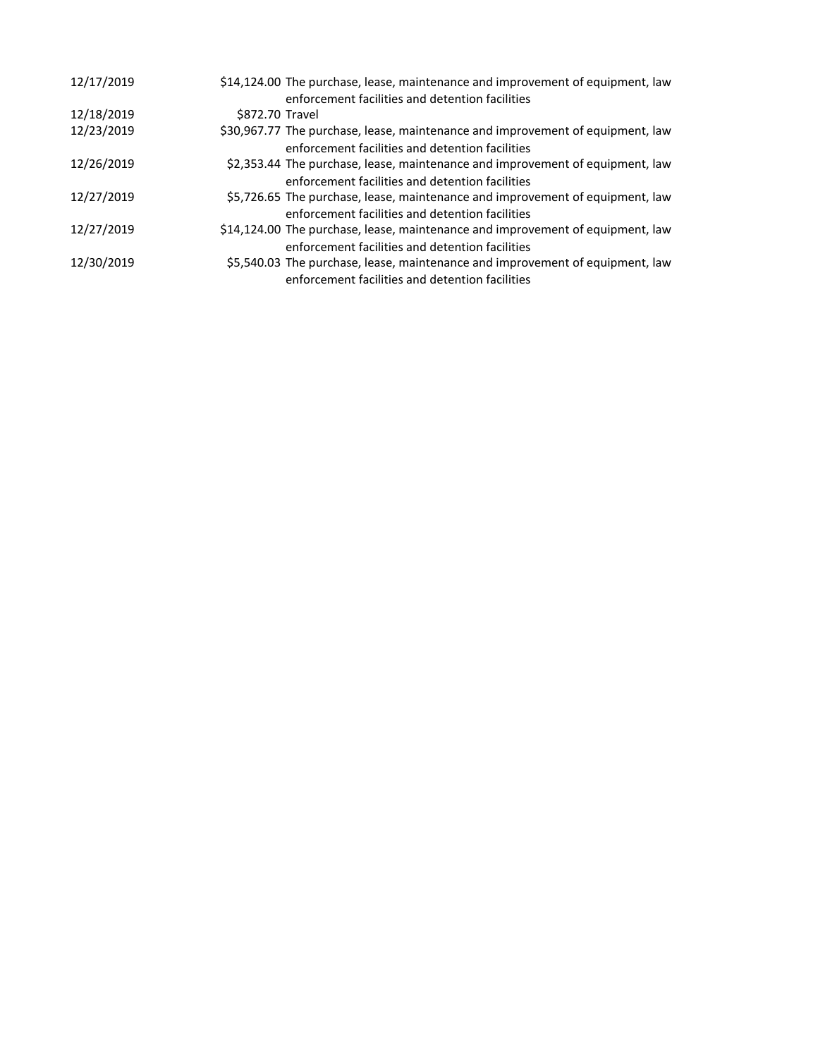| | | |
|---|---|---|
| 12/17/2019 | $14,124.00 | The purchase, lease, maintenance and improvement of equipment, law enforcement facilities and detention facilities |
| 12/18/2019 | $872.70 | Travel |
| 12/23/2019 | $30,967.77 | The purchase, lease, maintenance and improvement of equipment, law enforcement facilities and detention facilities |
| 12/26/2019 | $2,353.44 | The purchase, lease, maintenance and improvement of equipment, law enforcement facilities and detention facilities |
| 12/27/2019 | $5,726.65 | The purchase, lease, maintenance and improvement of equipment, law enforcement facilities and detention facilities |
| 12/27/2019 | $14,124.00 | The purchase, lease, maintenance and improvement of equipment, law enforcement facilities and detention facilities |
| 12/30/2019 | $5,540.03 | The purchase, lease, maintenance and improvement of equipment, law enforcement facilities and detention facilities |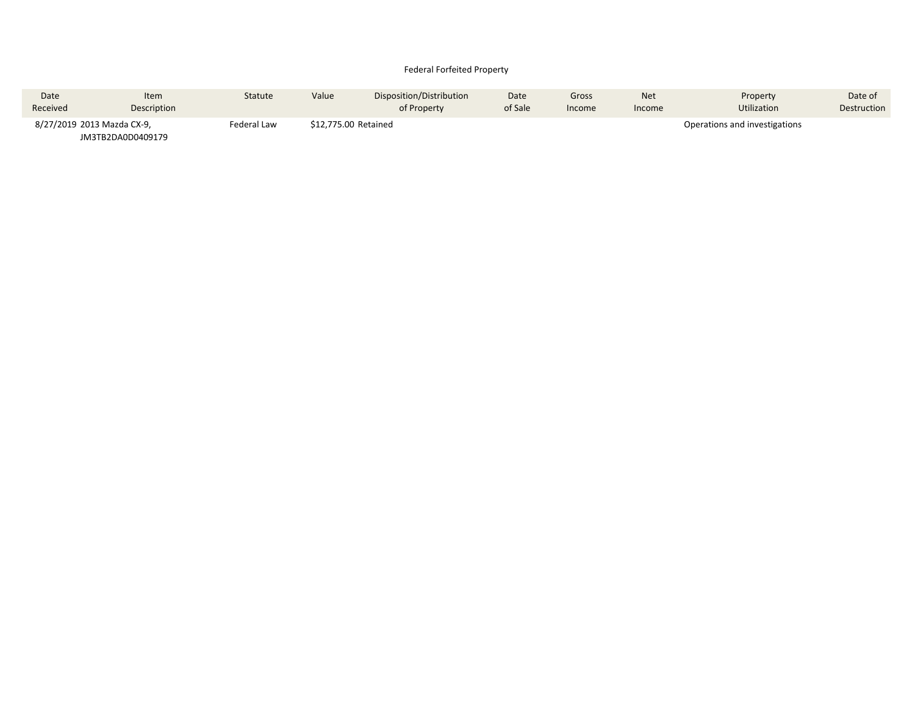Federal Forfeited Property

| Date Received | Item Description | Statute | Value | Disposition/Distribution of Property | Date of Sale | Gross Income | Net Income | Property Utilization | Date of Destruction |
|---|---|---|---|---|---|---|---|---|---|
| 8/27/2019 | 2013 Mazda CX-9, JM3TB2DA0D0409179 | Federal Law | $12,775.00 | Retained | | | | Operations and investigations | |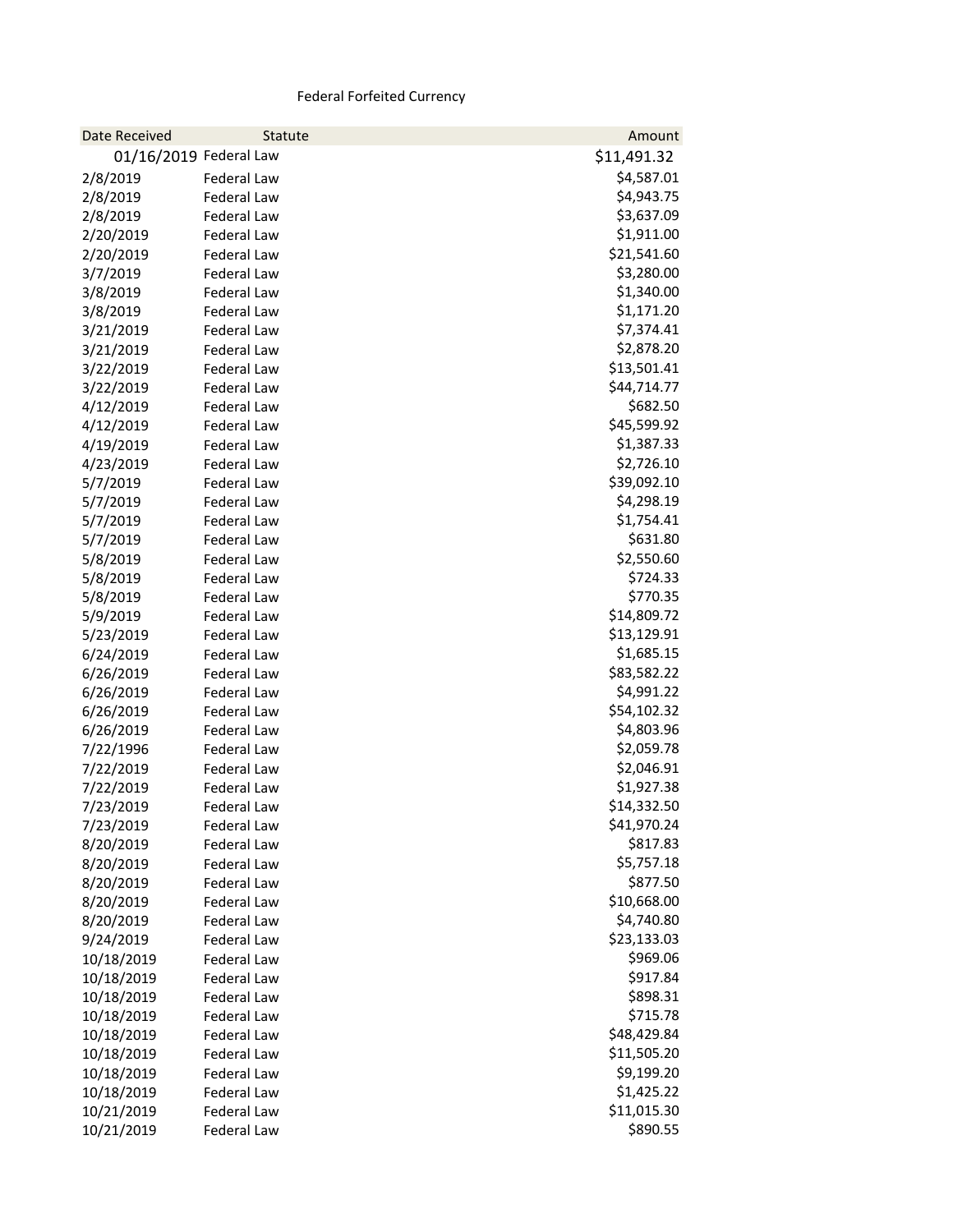Federal Forfeited Currency

| Date Received | Statute | Amount |
|---|---|---|
| 01/16/2019 | Federal Law | $11,491.32 |
| 2/8/2019 | Federal Law | $4,587.01 |
| 2/8/2019 | Federal Law | $4,943.75 |
| 2/8/2019 | Federal Law | $3,637.09 |
| 2/20/2019 | Federal Law | $1,911.00 |
| 2/20/2019 | Federal Law | $21,541.60 |
| 3/7/2019 | Federal Law | $3,280.00 |
| 3/8/2019 | Federal Law | $1,340.00 |
| 3/8/2019 | Federal Law | $1,171.20 |
| 3/21/2019 | Federal Law | $7,374.41 |
| 3/21/2019 | Federal Law | $2,878.20 |
| 3/22/2019 | Federal Law | $13,501.41 |
| 3/22/2019 | Federal Law | $44,714.77 |
| 4/12/2019 | Federal Law | $682.50 |
| 4/12/2019 | Federal Law | $45,599.92 |
| 4/19/2019 | Federal Law | $1,387.33 |
| 4/23/2019 | Federal Law | $2,726.10 |
| 5/7/2019 | Federal Law | $39,092.10 |
| 5/7/2019 | Federal Law | $4,298.19 |
| 5/7/2019 | Federal Law | $1,754.41 |
| 5/7/2019 | Federal Law | $631.80 |
| 5/8/2019 | Federal Law | $2,550.60 |
| 5/8/2019 | Federal Law | $724.33 |
| 5/8/2019 | Federal Law | $770.35 |
| 5/9/2019 | Federal Law | $14,809.72 |
| 5/23/2019 | Federal Law | $13,129.91 |
| 6/24/2019 | Federal Law | $1,685.15 |
| 6/26/2019 | Federal Law | $83,582.22 |
| 6/26/2019 | Federal Law | $4,991.22 |
| 6/26/2019 | Federal Law | $54,102.32 |
| 6/26/2019 | Federal Law | $4,803.96 |
| 7/22/1996 | Federal Law | $2,059.78 |
| 7/22/2019 | Federal Law | $2,046.91 |
| 7/22/2019 | Federal Law | $1,927.38 |
| 7/23/2019 | Federal Law | $14,332.50 |
| 7/23/2019 | Federal Law | $41,970.24 |
| 8/20/2019 | Federal Law | $817.83 |
| 8/20/2019 | Federal Law | $5,757.18 |
| 8/20/2019 | Federal Law | $877.50 |
| 8/20/2019 | Federal Law | $10,668.00 |
| 8/20/2019 | Federal Law | $4,740.80 |
| 9/24/2019 | Federal Law | $23,133.03 |
| 10/18/2019 | Federal Law | $969.06 |
| 10/18/2019 | Federal Law | $917.84 |
| 10/18/2019 | Federal Law | $898.31 |
| 10/18/2019 | Federal Law | $715.78 |
| 10/18/2019 | Federal Law | $48,429.84 |
| 10/18/2019 | Federal Law | $11,505.20 |
| 10/18/2019 | Federal Law | $9,199.20 |
| 10/18/2019 | Federal Law | $1,425.22 |
| 10/21/2019 | Federal Law | $11,015.30 |
| 10/21/2019 | Federal Law | $890.55 |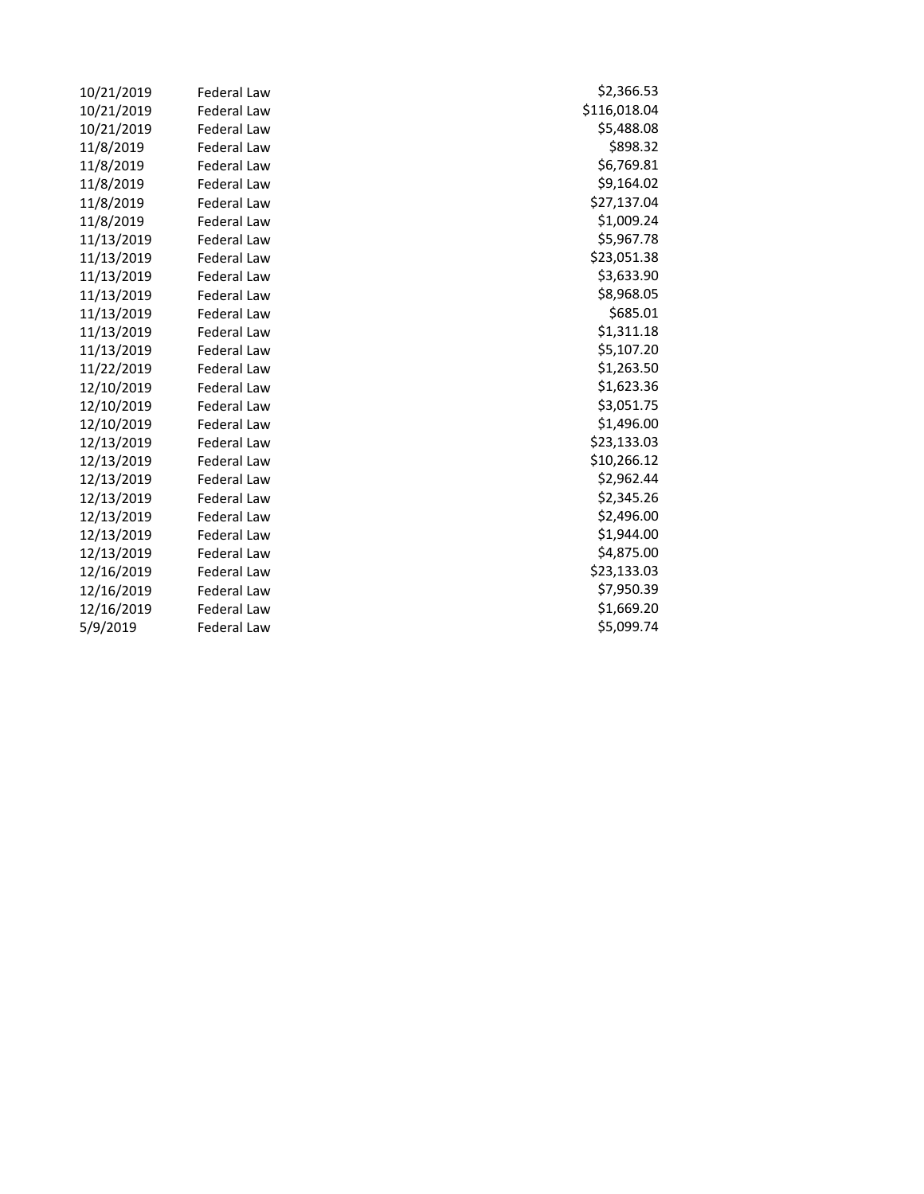| | | |
|---|---|---:|
| 10/21/2019 | Federal Law | $2,366.53 |
| 10/21/2019 | Federal Law | $116,018.04 |
| 10/21/2019 | Federal Law | $5,488.08 |
| 11/8/2019 | Federal Law | $898.32 |
| 11/8/2019 | Federal Law | $6,769.81 |
| 11/8/2019 | Federal Law | $9,164.02 |
| 11/8/2019 | Federal Law | $27,137.04 |
| 11/8/2019 | Federal Law | $1,009.24 |
| 11/13/2019 | Federal Law | $5,967.78 |
| 11/13/2019 | Federal Law | $23,051.38 |
| 11/13/2019 | Federal Law | $3,633.90 |
| 11/13/2019 | Federal Law | $8,968.05 |
| 11/13/2019 | Federal Law | $685.01 |
| 11/13/2019 | Federal Law | $1,311.18 |
| 11/13/2019 | Federal Law | $5,107.20 |
| 11/22/2019 | Federal Law | $1,263.50 |
| 12/10/2019 | Federal Law | $1,623.36 |
| 12/10/2019 | Federal Law | $3,051.75 |
| 12/10/2019 | Federal Law | $1,496.00 |
| 12/13/2019 | Federal Law | $23,133.03 |
| 12/13/2019 | Federal Law | $10,266.12 |
| 12/13/2019 | Federal Law | $2,962.44 |
| 12/13/2019 | Federal Law | $2,345.26 |
| 12/13/2019 | Federal Law | $2,496.00 |
| 12/13/2019 | Federal Law | $1,944.00 |
| 12/13/2019 | Federal Law | $4,875.00 |
| 12/16/2019 | Federal Law | $23,133.03 |
| 12/16/2019 | Federal Law | $7,950.39 |
| 12/16/2019 | Federal Law | $1,669.20 |
| 5/9/2019 | Federal Law | $5,099.74 |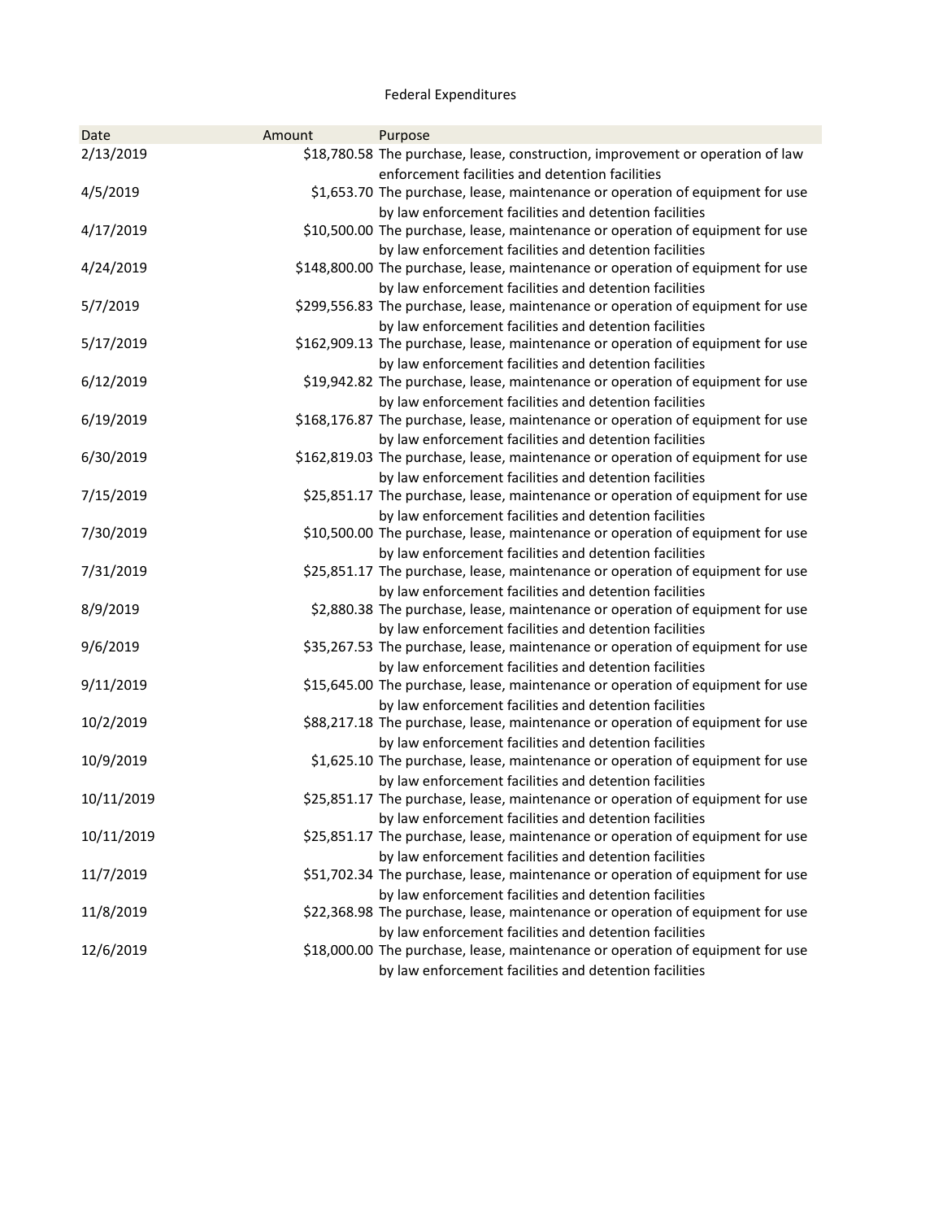Federal Expenditures

| Date | Amount | Purpose |
|---|---|---|
| 2/13/2019 | $18,780.58 | The purchase, lease, construction, improvement or operation of law enforcement facilities and detention facilities |
| 4/5/2019 | $1,653.70 | The purchase, lease, maintenance or operation of equipment for use by law enforcement facilities and detention facilities |
| 4/17/2019 | $10,500.00 | The purchase, lease, maintenance or operation of equipment for use by law enforcement facilities and detention facilities |
| 4/24/2019 | $148,800.00 | The purchase, lease, maintenance or operation of equipment for use by law enforcement facilities and detention facilities |
| 5/7/2019 | $299,556.83 | The purchase, lease, maintenance or operation of equipment for use by law enforcement facilities and detention facilities |
| 5/17/2019 | $162,909.13 | The purchase, lease, maintenance or operation of equipment for use by law enforcement facilities and detention facilities |
| 6/12/2019 | $19,942.82 | The purchase, lease, maintenance or operation of equipment for use by law enforcement facilities and detention facilities |
| 6/19/2019 | $168,176.87 | The purchase, lease, maintenance or operation of equipment for use by law enforcement facilities and detention facilities |
| 6/30/2019 | $162,819.03 | The purchase, lease, maintenance or operation of equipment for use by law enforcement facilities and detention facilities |
| 7/15/2019 | $25,851.17 | The purchase, lease, maintenance or operation of equipment for use by law enforcement facilities and detention facilities |
| 7/30/2019 | $10,500.00 | The purchase, lease, maintenance or operation of equipment for use by law enforcement facilities and detention facilities |
| 7/31/2019 | $25,851.17 | The purchase, lease, maintenance or operation of equipment for use by law enforcement facilities and detention facilities |
| 8/9/2019 | $2,880.38 | The purchase, lease, maintenance or operation of equipment for use by law enforcement facilities and detention facilities |
| 9/6/2019 | $35,267.53 | The purchase, lease, maintenance or operation of equipment for use by law enforcement facilities and detention facilities |
| 9/11/2019 | $15,645.00 | The purchase, lease, maintenance or operation of equipment for use by law enforcement facilities and detention facilities |
| 10/2/2019 | $88,217.18 | The purchase, lease, maintenance or operation of equipment for use by law enforcement facilities and detention facilities |
| 10/9/2019 | $1,625.10 | The purchase, lease, maintenance or operation of equipment for use by law enforcement facilities and detention facilities |
| 10/11/2019 | $25,851.17 | The purchase, lease, maintenance or operation of equipment for use by law enforcement facilities and detention facilities |
| 10/11/2019 | $25,851.17 | The purchase, lease, maintenance or operation of equipment for use by law enforcement facilities and detention facilities |
| 11/7/2019 | $51,702.34 | The purchase, lease, maintenance or operation of equipment for use by law enforcement facilities and detention facilities |
| 11/8/2019 | $22,368.98 | The purchase, lease, maintenance or operation of equipment for use by law enforcement facilities and detention facilities |
| 12/6/2019 | $18,000.00 | The purchase, lease, maintenance or operation of equipment for use by law enforcement facilities and detention facilities |